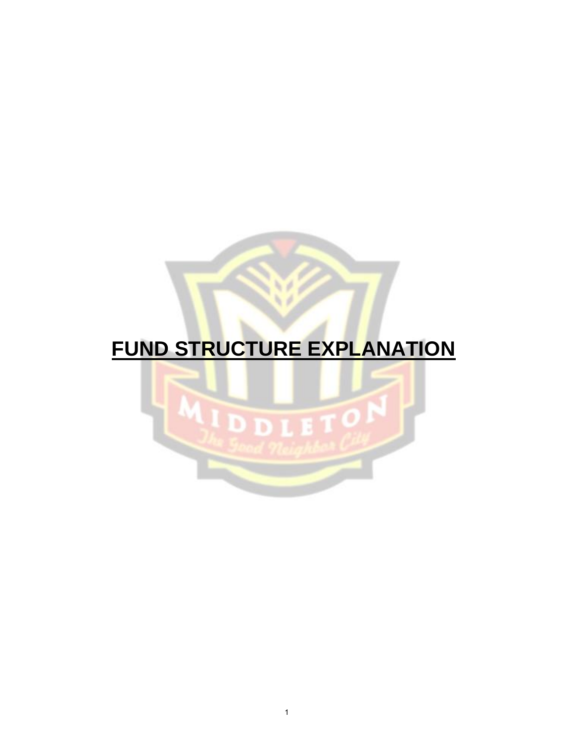# FUND STRUCTURE EXPLANATION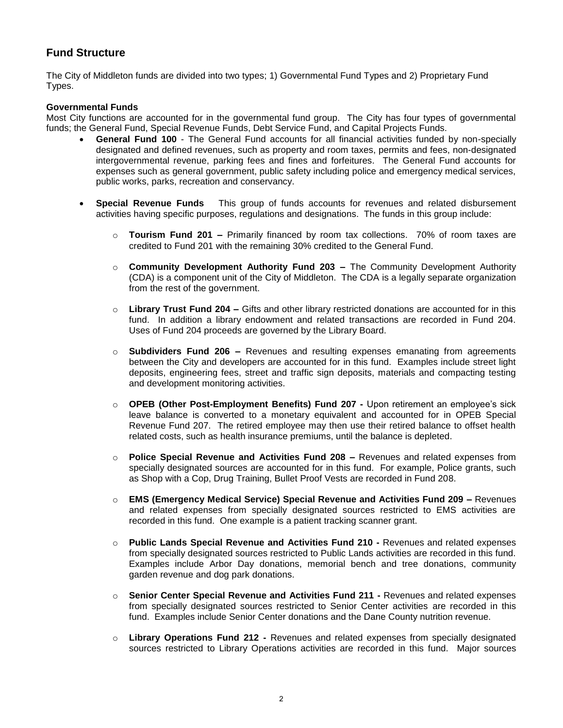## Fund Structure

The City of Middleton funds are divided into two types; 1) Governmental Fund Types and 2) Proprietary Fund Types.

**Governmental Funds**

Most City functions are accounted for in the governmental fund group. The City has four types of governmental funds; the General Fund, Special Revenue Funds, Debt Service Fund, and Capital Projects Funds.

- **General Fund 100** - The General Fund accounts for all financial activities funded by non-specially designated and defined revenues, such as property and room taxes, permits and fees, non-designated intergovernmental revenue, parking fees and fines and forfeitures. The General Fund accounts for expenses such as general government, public safety including police and emergency medical services, public works, parks, recreation and conservancy.

- **Special Revenue Funds** This group of funds accounts for revenues and related disbursement activities having specific purposes, regulations and designations. The funds in this group include:

  - **Tourism Fund 201 –** Primarily financed by room tax collections. 70% of room taxes are credited to Fund 201 with the remaining 30% credited to the General Fund.

  - **Community Development Authority Fund 203 –** The Community Development Authority (CDA) is a component unit of the City of Middleton. The CDA is a legally separate organization from the rest of the government.

  - **Library Trust Fund 204 –** Gifts and other library restricted donations are accounted for in this fund. In addition a library endowment and related transactions are recorded in Fund 204. Uses of Fund 204 proceeds are governed by the Library Board.

  - **Subdividers Fund 206 –** Revenues and resulting expenses emanating from agreements between the City and developers are accounted for in this fund. Examples include street light deposits, engineering fees, street and traffic sign deposits, materials and compacting testing and development monitoring activities.

  - **OPEB (Other Post-Employment Benefits) Fund 207 -** Upon retirement an employee's sick leave balance is converted to a monetary equivalent and accounted for in OPEB Special Revenue Fund 207. The retired employee may then use their retired balance to offset health related costs, such as health insurance premiums, until the balance is depleted.

  - **Police Special Revenue and Activities Fund 208 –** Revenues and related expenses from specially designated sources are accounted for in this fund. For example, Police grants, such as Shop with a Cop, Drug Training, Bullet Proof Vests are recorded in Fund 208.

  - **EMS (Emergency Medical Service) Special Revenue and Activities Fund 209 –** Revenues and related expenses from specially designated sources restricted to EMS activities are recorded in this fund. One example is a patient tracking scanner grant.

  - **Public Lands Special Revenue and Activities Fund 210 -** Revenues and related expenses from specially designated sources restricted to Public Lands activities are recorded in this fund. Examples include Arbor Day donations, memorial bench and tree donations, community garden revenue and dog park donations.

  - **Senior Center Special Revenue and Activities Fund 211 -** Revenues and related expenses from specially designated sources restricted to Senior Center activities are recorded in this fund. Examples include Senior Center donations and the Dane County nutrition revenue.

  - **Library Operations Fund 212 -** Revenues and related expenses from specially designated sources restricted to Library Operations activities are recorded in this fund. Major sources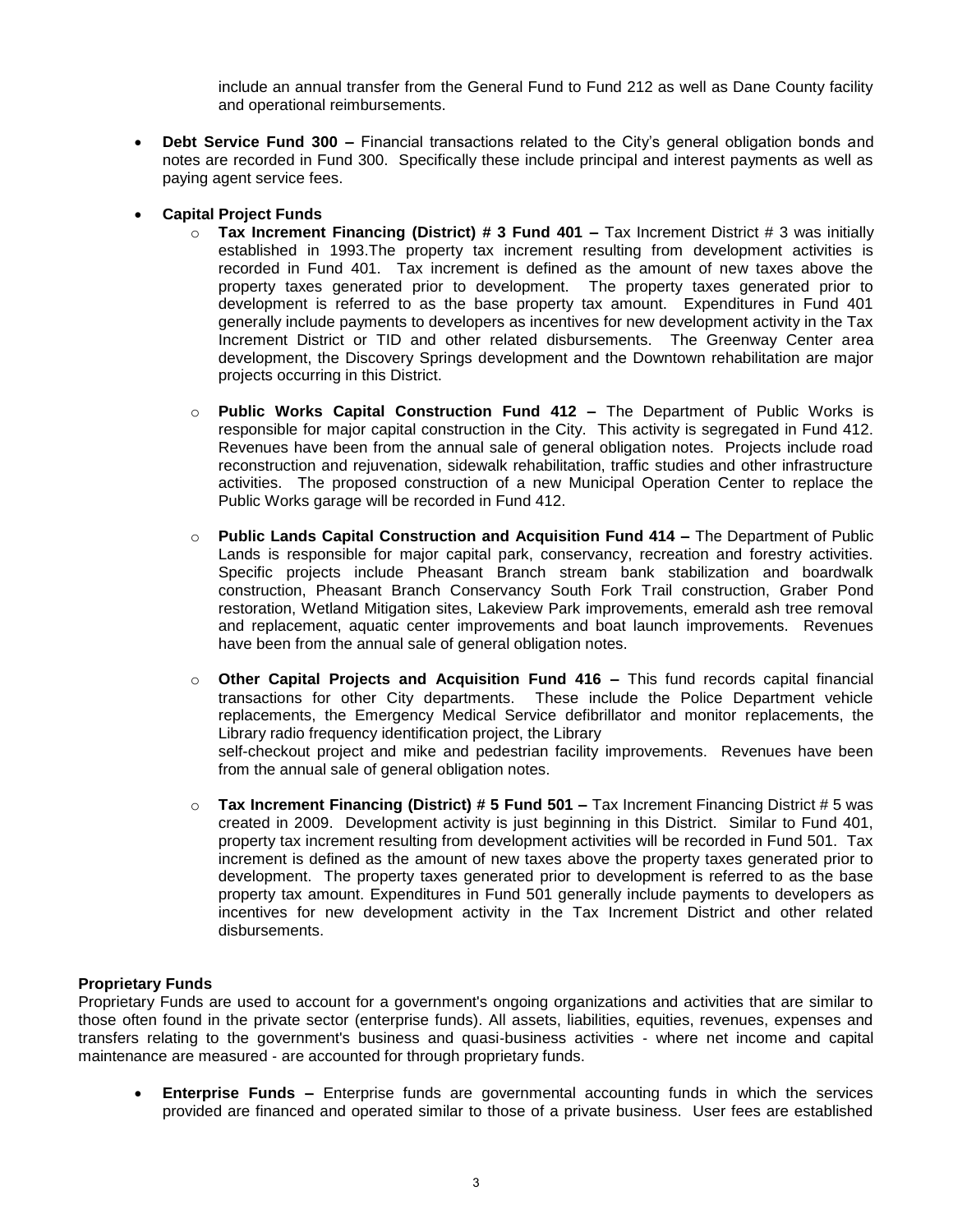include an annual transfer from the General Fund to Fund 212 as well as Dane County facility and operational reimbursements.

- **Debt Service Fund 300 –** Financial transactions related to the City's general obligation bonds and notes are recorded in Fund 300. Specifically these include principal and interest payments as well as paying agent service fees.

- **Capital Project Funds**
  - **Tax Increment Financing (District) # 3 Fund 401 –** Tax Increment District # 3 was initially established in 1993.The property tax increment resulting from development activities is recorded in Fund 401. Tax increment is defined as the amount of new taxes above the property taxes generated prior to development. The property taxes generated prior to development is referred to as the base property tax amount. Expenditures in Fund 401 generally include payments to developers as incentives for new development activity in the Tax Increment District or TID and other related disbursements. The Greenway Center area development, the Discovery Springs development and the Downtown rehabilitation are major projects occurring in this District.

  - **Public Works Capital Construction Fund 412 –** The Department of Public Works is responsible for major capital construction in the City. This activity is segregated in Fund 412. Revenues have been from the annual sale of general obligation notes. Projects include road reconstruction and rejuvenation, sidewalk rehabilitation, traffic studies and other infrastructure activities. The proposed construction of a new Municipal Operation Center to replace the Public Works garage will be recorded in Fund 412.

  - **Public Lands Capital Construction and Acquisition Fund 414 –** The Department of Public Lands is responsible for major capital park, conservancy, recreation and forestry activities. Specific projects include Pheasant Branch stream bank stabilization and boardwalk construction, Pheasant Branch Conservancy South Fork Trail construction, Graber Pond restoration, Wetland Mitigation sites, Lakeview Park improvements, emerald ash tree removal and replacement, aquatic center improvements and boat launch improvements. Revenues have been from the annual sale of general obligation notes.

  - **Other Capital Projects and Acquisition Fund 416 –** This fund records capital financial transactions for other City departments. These include the Police Department vehicle replacements, the Emergency Medical Service defibrillator and monitor replacements, the Library radio frequency identification project, the Library self-checkout project and mike and pedestrian facility improvements. Revenues have been from the annual sale of general obligation notes.

  - **Tax Increment Financing (District) # 5 Fund 501 –** Tax Increment Financing District # 5 was created in 2009. Development activity is just beginning in this District. Similar to Fund 401, property tax increment resulting from development activities will be recorded in Fund 501. Tax increment is defined as the amount of new taxes above the property taxes generated prior to development. The property taxes generated prior to development is referred to as the base property tax amount. Expenditures in Fund 501 generally include payments to developers as incentives for new development activity in the Tax Increment District and other related disbursements.

**Proprietary Funds**

Proprietary Funds are used to account for a government's ongoing organizations and activities that are similar to those often found in the private sector (enterprise funds). All assets, liabilities, equities, revenues, expenses and transfers relating to the government's business and quasi-business activities - where net income and capital maintenance are measured - are accounted for through proprietary funds.

- **Enterprise Funds –** Enterprise funds are governmental accounting funds in which the services provided are financed and operated similar to those of a private business. User fees are established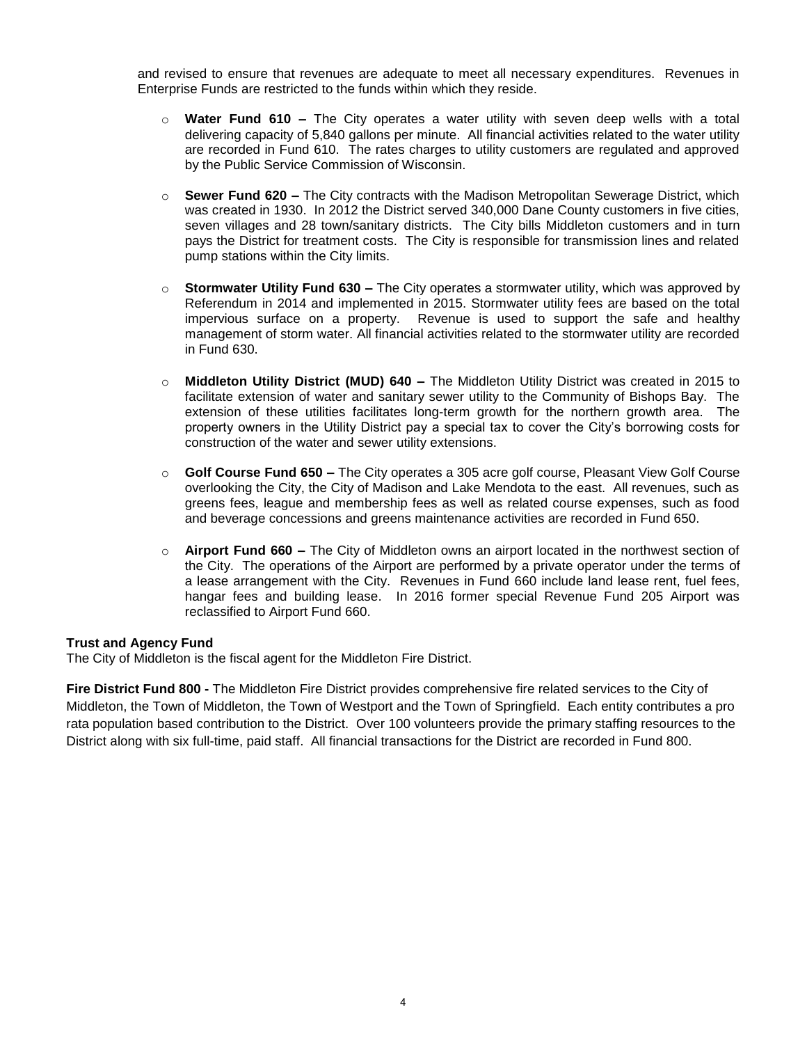and revised to ensure that revenues are adequate to meet all necessary expenditures. Revenues in Enterprise Funds are restricted to the funds within which they reside.

- **Water Fund 610 –** The City operates a water utility with seven deep wells with a total delivering capacity of 5,840 gallons per minute. All financial activities related to the water utility are recorded in Fund 610. The rates charges to utility customers are regulated and approved by the Public Service Commission of Wisconsin.

- **Sewer Fund 620 –** The City contracts with the Madison Metropolitan Sewerage District, which was created in 1930. In 2012 the District served 340,000 Dane County customers in five cities, seven villages and 28 town/sanitary districts. The City bills Middleton customers and in turn pays the District for treatment costs. The City is responsible for transmission lines and related pump stations within the City limits.

- **Stormwater Utility Fund 630 –** The City operates a stormwater utility, which was approved by Referendum in 2014 and implemented in 2015. Stormwater utility fees are based on the total impervious surface on a property. Revenue is used to support the safe and healthy management of storm water. All financial activities related to the stormwater utility are recorded in Fund 630.

- **Middleton Utility District (MUD) 640 –** The Middleton Utility District was created in 2015 to facilitate extension of water and sanitary sewer utility to the Community of Bishops Bay. The extension of these utilities facilitates long-term growth for the northern growth area. The property owners in the Utility District pay a special tax to cover the City's borrowing costs for construction of the water and sewer utility extensions.

- **Golf Course Fund 650 –** The City operates a 305 acre golf course, Pleasant View Golf Course overlooking the City, the City of Madison and Lake Mendota to the east. All revenues, such as greens fees, league and membership fees as well as related course expenses, such as food and beverage concessions and greens maintenance activities are recorded in Fund 650.

- **Airport Fund 660 –** The City of Middleton owns an airport located in the northwest section of the City. The operations of the Airport are performed by a private operator under the terms of a lease arrangement with the City. Revenues in Fund 660 include land lease rent, fuel fees, hangar fees and building lease. In 2016 former special Revenue Fund 205 Airport was reclassified to Airport Fund 660.

**Trust and Agency Fund**

The City of Middleton is the fiscal agent for the Middleton Fire District.

**Fire District Fund 800 -** The Middleton Fire District provides comprehensive fire related services to the City of Middleton, the Town of Middleton, the Town of Westport and the Town of Springfield. Each entity contributes a pro rata population based contribution to the District. Over 100 volunteers provide the primary staffing resources to the District along with six full-time, paid staff. All financial transactions for the District are recorded in Fund 800.